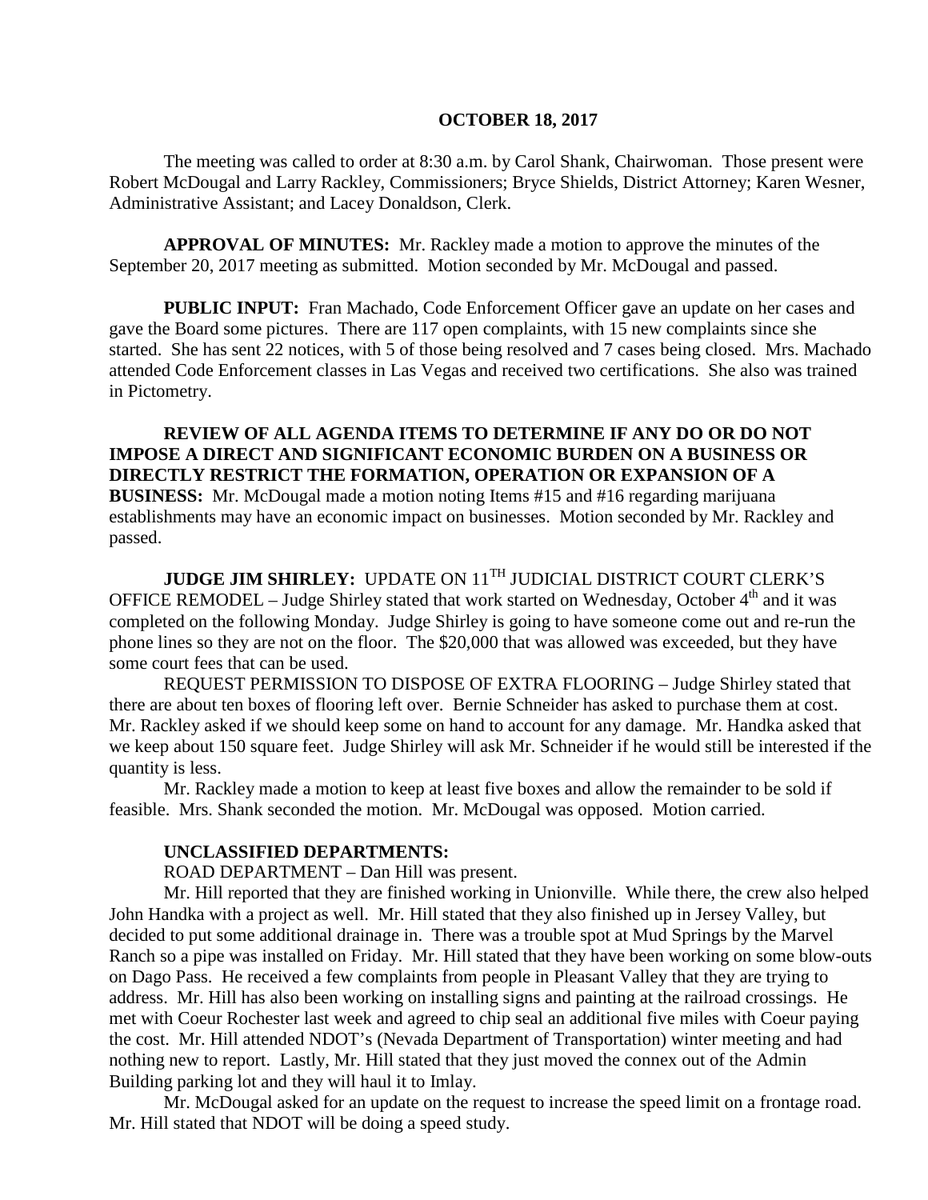**OCTOBER 18, 2017**

The meeting was called to order at 8:30 a.m. by Carol Shank, Chairwoman. Those present were Robert McDougal and Larry Rackley, Commissioners; Bryce Shields, District Attorney; Karen Wesner, Administrative Assistant; and Lacey Donaldson, Clerk.

**APPROVAL OF MINUTES:** Mr. Rackley made a motion to approve the minutes of the September 20, 2017 meeting as submitted. Motion seconded by Mr. McDougal and passed.

**PUBLIC INPUT:** Fran Machado, Code Enforcement Officer gave an update on her cases and gave the Board some pictures. There are 117 open complaints, with 15 new complaints since she started. She has sent 22 notices, with 5 of those being resolved and 7 cases being closed. Mrs. Machado attended Code Enforcement classes in Las Vegas and received two certifications. She also was trained in Pictometry.

**REVIEW OF ALL AGENDA ITEMS TO DETERMINE IF ANY DO OR DO NOT IMPOSE A DIRECT AND SIGNIFICANT ECONOMIC BURDEN ON A BUSINESS OR DIRECTLY RESTRICT THE FORMATION, OPERATION OR EXPANSION OF A BUSINESS:** Mr. McDougal made a motion noting Items #15 and #16 regarding marijuana establishments may have an economic impact on businesses. Motion seconded by Mr. Rackley and passed.

**JUDGE JIM SHIRLEY:** UPDATE ON 11TH JUDICIAL DISTRICT COURT CLERK'S OFFICE REMODEL – Judge Shirley stated that work started on Wednesday, October 4th and it was completed on the following Monday. Judge Shirley is going to have someone come out and re-run the phone lines so they are not on the floor. The $20,000 that was allowed was exceeded, but they have some court fees that can be used.

REQUEST PERMISSION TO DISPOSE OF EXTRA FLOORING – Judge Shirley stated that there are about ten boxes of flooring left over. Bernie Schneider has asked to purchase them at cost. Mr. Rackley asked if we should keep some on hand to account for any damage. Mr. Handka asked that we keep about 150 square feet. Judge Shirley will ask Mr. Schneider if he would still be interested if the quantity is less.

Mr. Rackley made a motion to keep at least five boxes and allow the remainder to be sold if feasible. Mrs. Shank seconded the motion. Mr. McDougal was opposed. Motion carried.

**UNCLASSIFIED DEPARTMENTS:**

ROAD DEPARTMENT – Dan Hill was present.

Mr. Hill reported that they are finished working in Unionville. While there, the crew also helped John Handka with a project as well. Mr. Hill stated that they also finished up in Jersey Valley, but decided to put some additional drainage in. There was a trouble spot at Mud Springs by the Marvel Ranch so a pipe was installed on Friday. Mr. Hill stated that they have been working on some blow-outs on Dago Pass. He received a few complaints from people in Pleasant Valley that they are trying to address. Mr. Hill has also been working on installing signs and painting at the railroad crossings. He met with Coeur Rochester last week and agreed to chip seal an additional five miles with Coeur paying the cost. Mr. Hill attended NDOT's (Nevada Department of Transportation) winter meeting and had nothing new to report. Lastly, Mr. Hill stated that they just moved the connex out of the Admin Building parking lot and they will haul it to Imlay.

Mr. McDougal asked for an update on the request to increase the speed limit on a frontage road. Mr. Hill stated that NDOT will be doing a speed study.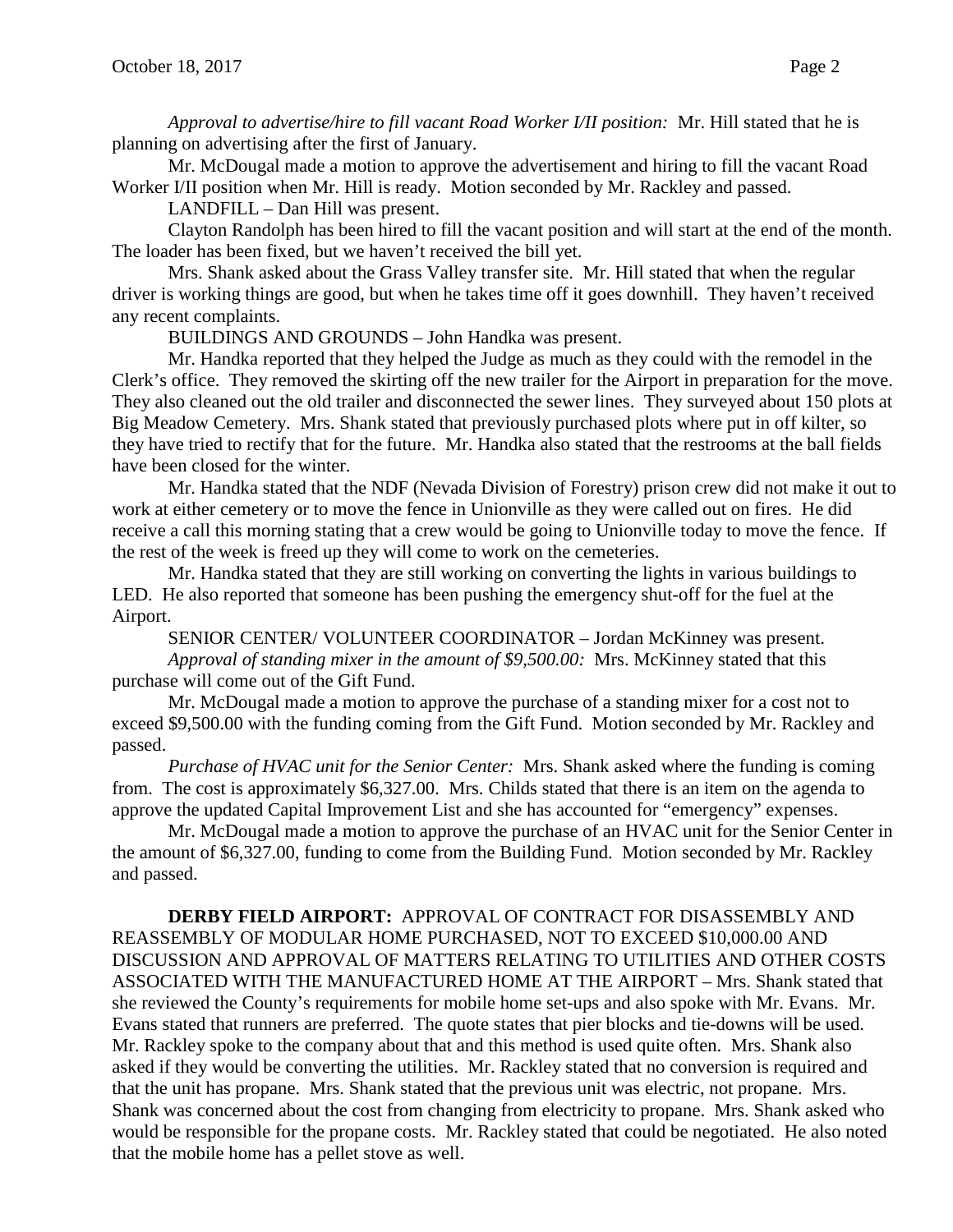*Approval to advertise/hire to fill vacant Road Worker I/II position:* Mr. Hill stated that he is planning on advertising after the first of January.

Mr. McDougal made a motion to approve the advertisement and hiring to fill the vacant Road Worker I/II position when Mr. Hill is ready. Motion seconded by Mr. Rackley and passed.

LANDFILL – Dan Hill was present.

Clayton Randolph has been hired to fill the vacant position and will start at the end of the month. The loader has been fixed, but we haven't received the bill yet.

Mrs. Shank asked about the Grass Valley transfer site. Mr. Hill stated that when the regular driver is working things are good, but when he takes time off it goes downhill. They haven't received any recent complaints.

BUILDINGS AND GROUNDS – John Handka was present.

Mr. Handka reported that they helped the Judge as much as they could with the remodel in the Clerk's office. They removed the skirting off the new trailer for the Airport in preparation for the move. They also cleaned out the old trailer and disconnected the sewer lines. They surveyed about 150 plots at Big Meadow Cemetery. Mrs. Shank stated that previously purchased plots where put in off kilter, so they have tried to rectify that for the future. Mr. Handka also stated that the restrooms at the ball fields have been closed for the winter.

Mr. Handka stated that the NDF (Nevada Division of Forestry) prison crew did not make it out to work at either cemetery or to move the fence in Unionville as they were called out on fires. He did receive a call this morning stating that a crew would be going to Unionville today to move the fence. If the rest of the week is freed up they will come to work on the cemeteries.

Mr. Handka stated that they are still working on converting the lights in various buildings to LED. He also reported that someone has been pushing the emergency shut-off for the fuel at the Airport.

SENIOR CENTER/ VOLUNTEER COORDINATOR – Jordan McKinney was present.

*Approval of standing mixer in the amount of $9,500.00:* Mrs. McKinney stated that this purchase will come out of the Gift Fund.

Mr. McDougal made a motion to approve the purchase of a standing mixer for a cost not to exceed $9,500.00 with the funding coming from the Gift Fund. Motion seconded by Mr. Rackley and passed.

*Purchase of HVAC unit for the Senior Center:* Mrs. Shank asked where the funding is coming from. The cost is approximately $6,327.00. Mrs. Childs stated that there is an item on the agenda to approve the updated Capital Improvement List and she has accounted for "emergency" expenses.

Mr. McDougal made a motion to approve the purchase of an HVAC unit for the Senior Center in the amount of $6,327.00, funding to come from the Building Fund. Motion seconded by Mr. Rackley and passed.

**DERBY FIELD AIRPORT:** APPROVAL OF CONTRACT FOR DISASSEMBLY AND REASSEMBLY OF MODULAR HOME PURCHASED, NOT TO EXCEED $10,000.00 AND DISCUSSION AND APPROVAL OF MATTERS RELATING TO UTILITIES AND OTHER COSTS ASSOCIATED WITH THE MANUFACTURED HOME AT THE AIRPORT – Mrs. Shank stated that she reviewed the County's requirements for mobile home set-ups and also spoke with Mr. Evans. Mr. Evans stated that runners are preferred. The quote states that pier blocks and tie-downs will be used. Mr. Rackley spoke to the company about that and this method is used quite often. Mrs. Shank also asked if they would be converting the utilities. Mr. Rackley stated that no conversion is required and that the unit has propane. Mrs. Shank stated that the previous unit was electric, not propane. Mrs. Shank was concerned about the cost from changing from electricity to propane. Mrs. Shank asked who would be responsible for the propane costs. Mr. Rackley stated that could be negotiated. He also noted that the mobile home has a pellet stove as well.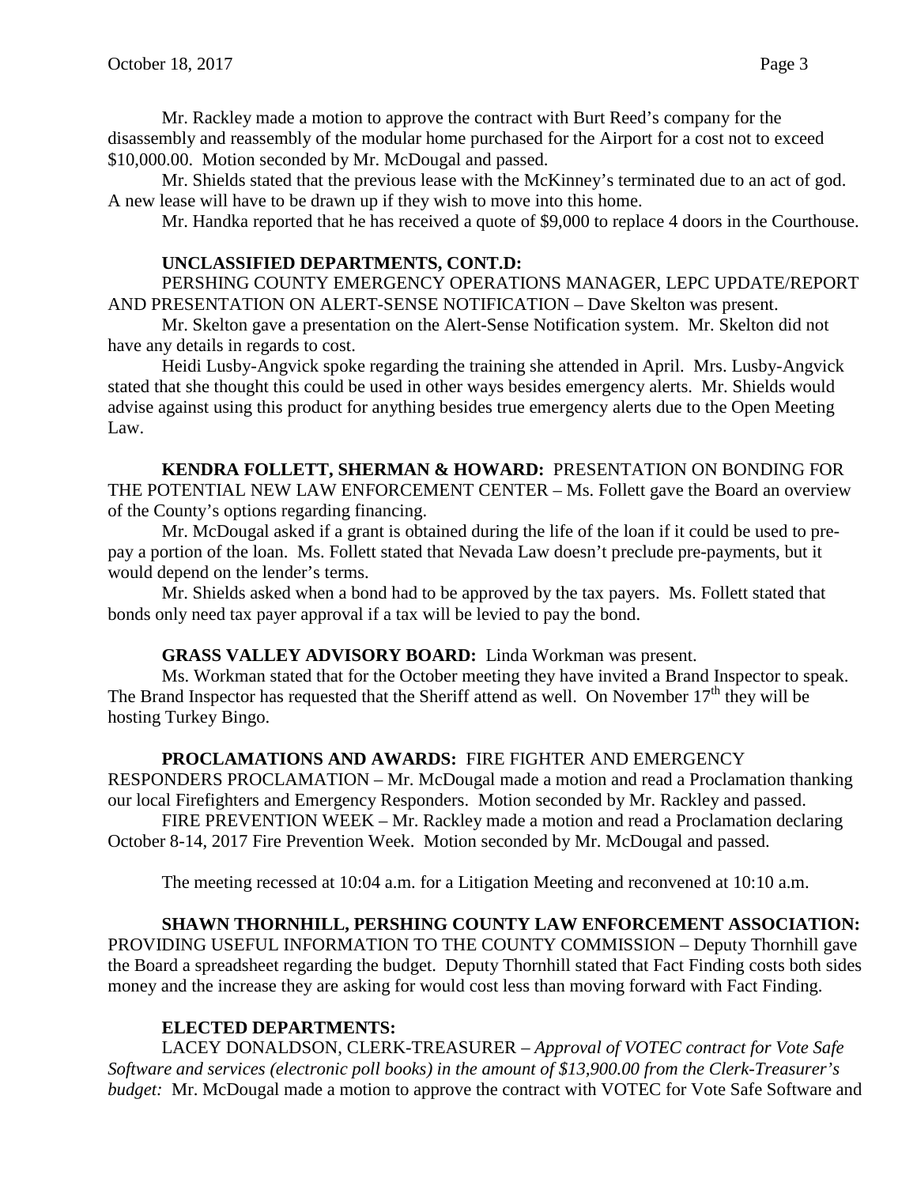Mr. Rackley made a motion to approve the contract with Burt Reed's company for the disassembly and reassembly of the modular home purchased for the Airport for a cost not to exceed \$10,000.00. Motion seconded by Mr. McDougal and passed.

Mr. Shields stated that the previous lease with the McKinney's terminated due to an act of god. A new lease will have to be drawn up if they wish to move into this home.

Mr. Handka reported that he has received a quote of \$9,000 to replace 4 doors in the Courthouse.

**UNCLASSIFIED DEPARTMENTS, CONT.D:**

PERSHING COUNTY EMERGENCY OPERATIONS MANAGER, LEPC UPDATE/REPORT AND PRESENTATION ON ALERT-SENSE NOTIFICATION – Dave Skelton was present.

Mr. Skelton gave a presentation on the Alert-Sense Notification system. Mr. Skelton did not have any details in regards to cost.

Heidi Lusby-Angvick spoke regarding the training she attended in April. Mrs. Lusby-Angvick stated that she thought this could be used in other ways besides emergency alerts. Mr. Shields would advise against using this product for anything besides true emergency alerts due to the Open Meeting Law.

**KENDRA FOLLETT, SHERMAN & HOWARD:** PRESENTATION ON BONDING FOR THE POTENTIAL NEW LAW ENFORCEMENT CENTER – Ms. Follett gave the Board an overview of the County's options regarding financing.

Mr. McDougal asked if a grant is obtained during the life of the loan if it could be used to pre-pay a portion of the loan. Ms. Follett stated that Nevada Law doesn't preclude pre-payments, but it would depend on the lender's terms.

Mr. Shields asked when a bond had to be approved by the tax payers. Ms. Follett stated that bonds only need tax payer approval if a tax will be levied to pay the bond.

**GRASS VALLEY ADVISORY BOARD:** Linda Workman was present.

Ms. Workman stated that for the October meeting they have invited a Brand Inspector to speak. The Brand Inspector has requested that the Sheriff attend as well. On November 17th they will be hosting Turkey Bingo.

**PROCLAMATIONS AND AWARDS:** FIRE FIGHTER AND EMERGENCY RESPONDERS PROCLAMATION – Mr. McDougal made a motion and read a Proclamation thanking our local Firefighters and Emergency Responders. Motion seconded by Mr. Rackley and passed.

FIRE PREVENTION WEEK – Mr. Rackley made a motion and read a Proclamation declaring October 8-14, 2017 Fire Prevention Week. Motion seconded by Mr. McDougal and passed.

The meeting recessed at 10:04 a.m. for a Litigation Meeting and reconvened at 10:10 a.m.

**SHAWN THORNHILL, PERSHING COUNTY LAW ENFORCEMENT ASSOCIATION:** PROVIDING USEFUL INFORMATION TO THE COUNTY COMMISSION – Deputy Thornhill gave the Board a spreadsheet regarding the budget. Deputy Thornhill stated that Fact Finding costs both sides money and the increase they are asking for would cost less than moving forward with Fact Finding.

**ELECTED DEPARTMENTS:**

LACEY DONALDSON, CLERK-TREASURER – *Approval of VOTEC contract for Vote Safe Software and services (electronic poll books) in the amount of \$13,900.00 from the Clerk-Treasurer's budget:* Mr. McDougal made a motion to approve the contract with VOTEC for Vote Safe Software and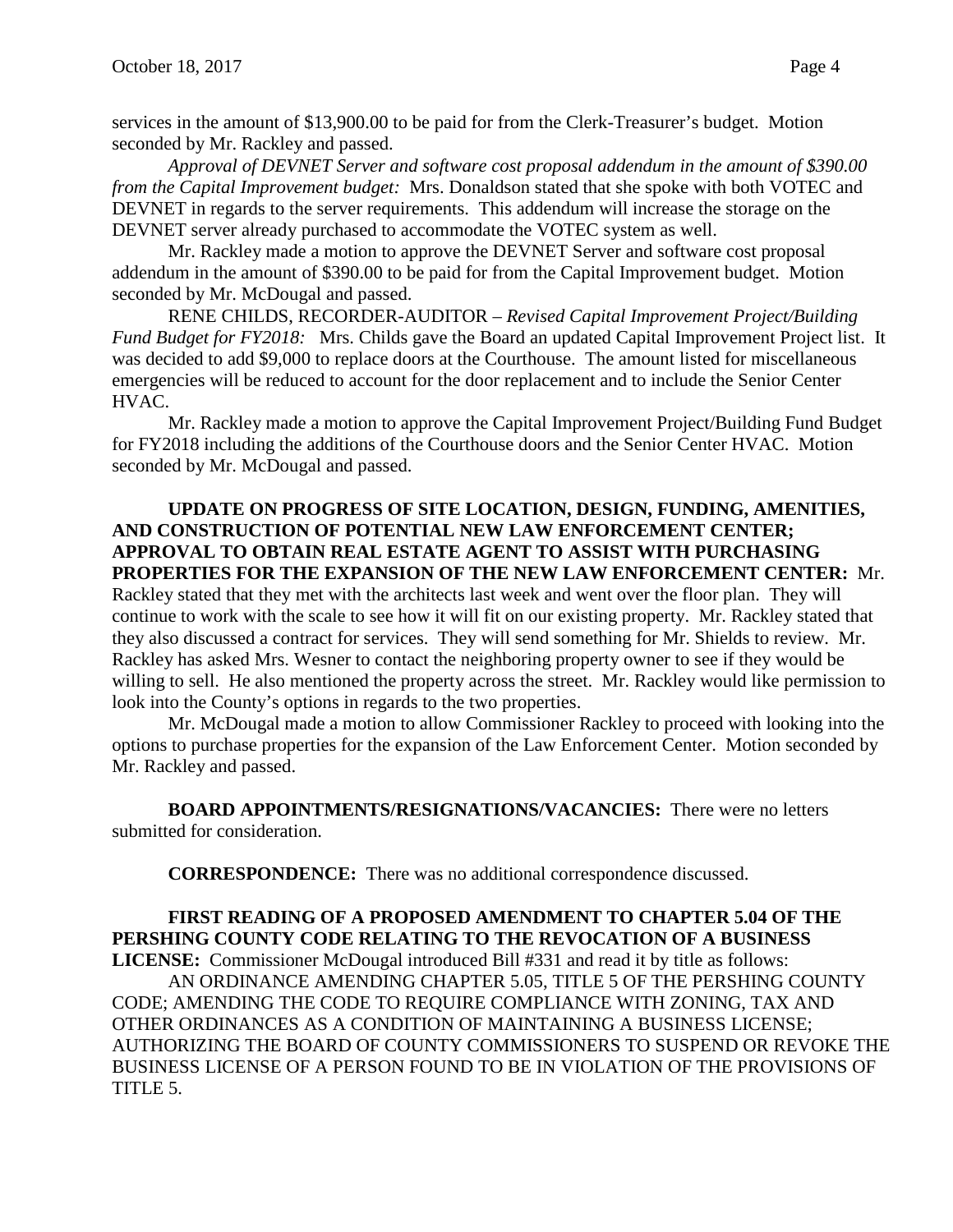services in the amount of $13,900.00 to be paid for from the Clerk-Treasurer's budget. Motion seconded by Mr. Rackley and passed.

*Approval of DEVNET Server and software cost proposal addendum in the amount of $390.00 from the Capital Improvement budget:* Mrs. Donaldson stated that she spoke with both VOTEC and DEVNET in regards to the server requirements. This addendum will increase the storage on the DEVNET server already purchased to accommodate the VOTEC system as well.

Mr. Rackley made a motion to approve the DEVNET Server and software cost proposal addendum in the amount of $390.00 to be paid for from the Capital Improvement budget. Motion seconded by Mr. McDougal and passed.

RENE CHILDS, RECORDER-AUDITOR – *Revised Capital Improvement Project/Building Fund Budget for FY2018:* Mrs. Childs gave the Board an updated Capital Improvement Project list. It was decided to add $9,000 to replace doors at the Courthouse. The amount listed for miscellaneous emergencies will be reduced to account for the door replacement and to include the Senior Center HVAC.

Mr. Rackley made a motion to approve the Capital Improvement Project/Building Fund Budget for FY2018 including the additions of the Courthouse doors and the Senior Center HVAC. Motion seconded by Mr. McDougal and passed.

**UPDATE ON PROGRESS OF SITE LOCATION, DESIGN, FUNDING, AMENITIES, AND CONSTRUCTION OF POTENTIAL NEW LAW ENFORCEMENT CENTER; APPROVAL TO OBTAIN REAL ESTATE AGENT TO ASSIST WITH PURCHASING PROPERTIES FOR THE EXPANSION OF THE NEW LAW ENFORCEMENT CENTER:** Mr. Rackley stated that they met with the architects last week and went over the floor plan. They will continue to work with the scale to see how it will fit on our existing property. Mr. Rackley stated that they also discussed a contract for services. They will send something for Mr. Shields to review. Mr. Rackley has asked Mrs. Wesner to contact the neighboring property owner to see if they would be willing to sell. He also mentioned the property across the street. Mr. Rackley would like permission to look into the County's options in regards to the two properties.

Mr. McDougal made a motion to allow Commissioner Rackley to proceed with looking into the options to purchase properties for the expansion of the Law Enforcement Center. Motion seconded by Mr. Rackley and passed.

**BOARD APPOINTMENTS/RESIGNATIONS/VACANCIES:** There were no letters submitted for consideration.

**CORRESPONDENCE:** There was no additional correspondence discussed.

**FIRST READING OF A PROPOSED AMENDMENT TO CHAPTER 5.04 OF THE PERSHING COUNTY CODE RELATING TO THE REVOCATION OF A BUSINESS LICENSE:** Commissioner McDougal introduced Bill #331 and read it by title as follows:

AN ORDINANCE AMENDING CHAPTER 5.05, TITLE 5 OF THE PERSHING COUNTY CODE; AMENDING THE CODE TO REQUIRE COMPLIANCE WITH ZONING, TAX AND OTHER ORDINANCES AS A CONDITION OF MAINTAINING A BUSINESS LICENSE; AUTHORIZING THE BOARD OF COUNTY COMMISSIONERS TO SUSPEND OR REVOKE THE BUSINESS LICENSE OF A PERSON FOUND TO BE IN VIOLATION OF THE PROVISIONS OF TITLE 5.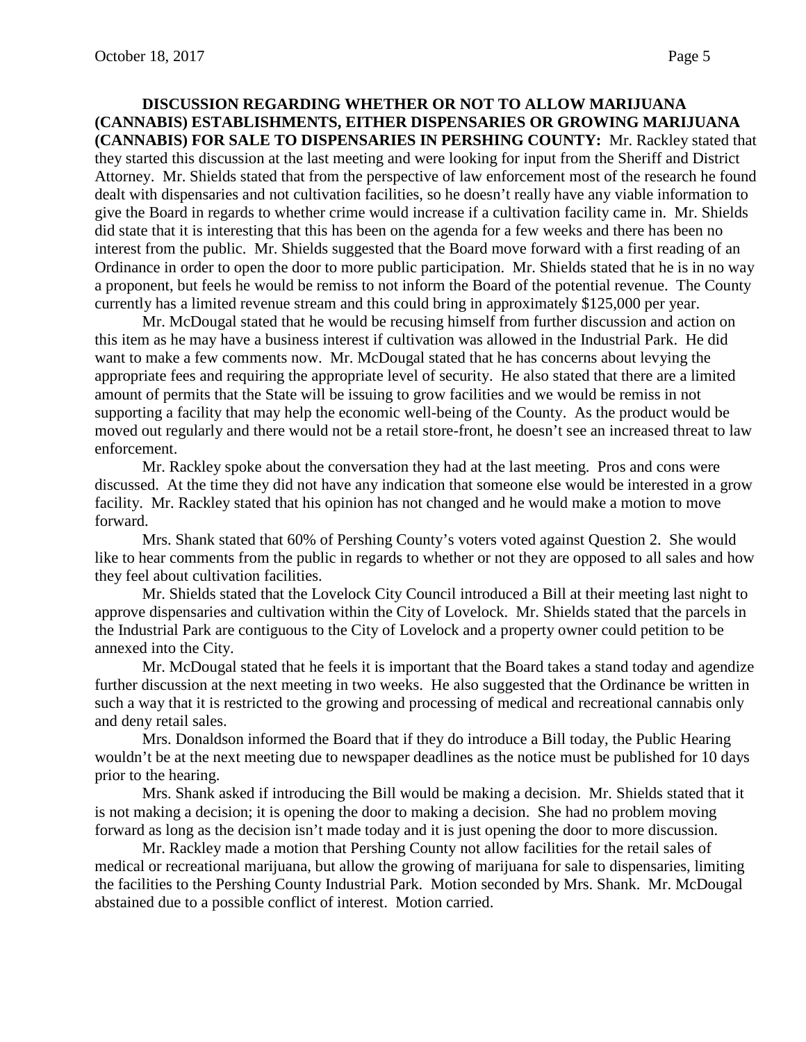**DISCUSSION REGARDING WHETHER OR NOT TO ALLOW MARIJUANA (CANNABIS) ESTABLISHMENTS, EITHER DISPENSARIES OR GROWING MARIJUANA (CANNABIS) FOR SALE TO DISPENSARIES IN PERSHING COUNTY:** Mr. Rackley stated that they started this discussion at the last meeting and were looking for input from the Sheriff and District Attorney. Mr. Shields stated that from the perspective of law enforcement most of the research he found dealt with dispensaries and not cultivation facilities, so he doesn't really have any viable information to give the Board in regards to whether crime would increase if a cultivation facility came in. Mr. Shields did state that it is interesting that this has been on the agenda for a few weeks and there has been no interest from the public. Mr. Shields suggested that the Board move forward with a first reading of an Ordinance in order to open the door to more public participation. Mr. Shields stated that he is in no way a proponent, but feels he would be remiss to not inform the Board of the potential revenue. The County currently has a limited revenue stream and this could bring in approximately $125,000 per year.

Mr. McDougal stated that he would be recusing himself from further discussion and action on this item as he may have a business interest if cultivation was allowed in the Industrial Park. He did want to make a few comments now. Mr. McDougal stated that he has concerns about levying the appropriate fees and requiring the appropriate level of security. He also stated that there are a limited amount of permits that the State will be issuing to grow facilities and we would be remiss in not supporting a facility that may help the economic well-being of the County. As the product would be moved out regularly and there would not be a retail store-front, he doesn't see an increased threat to law enforcement.

Mr. Rackley spoke about the conversation they had at the last meeting. Pros and cons were discussed. At the time they did not have any indication that someone else would be interested in a grow facility. Mr. Rackley stated that his opinion has not changed and he would make a motion to move forward.

Mrs. Shank stated that 60% of Pershing County's voters voted against Question 2. She would like to hear comments from the public in regards to whether or not they are opposed to all sales and how they feel about cultivation facilities.

Mr. Shields stated that the Lovelock City Council introduced a Bill at their meeting last night to approve dispensaries and cultivation within the City of Lovelock. Mr. Shields stated that the parcels in the Industrial Park are contiguous to the City of Lovelock and a property owner could petition to be annexed into the City.

Mr. McDougal stated that he feels it is important that the Board takes a stand today and agendize further discussion at the next meeting in two weeks. He also suggested that the Ordinance be written in such a way that it is restricted to the growing and processing of medical and recreational cannabis only and deny retail sales.

Mrs. Donaldson informed the Board that if they do introduce a Bill today, the Public Hearing wouldn't be at the next meeting due to newspaper deadlines as the notice must be published for 10 days prior to the hearing.

Mrs. Shank asked if introducing the Bill would be making a decision. Mr. Shields stated that it is not making a decision; it is opening the door to making a decision. She had no problem moving forward as long as the decision isn't made today and it is just opening the door to more discussion.

Mr. Rackley made a motion that Pershing County not allow facilities for the retail sales of medical or recreational marijuana, but allow the growing of marijuana for sale to dispensaries, limiting the facilities to the Pershing County Industrial Park. Motion seconded by Mrs. Shank. Mr. McDougal abstained due to a possible conflict of interest. Motion carried.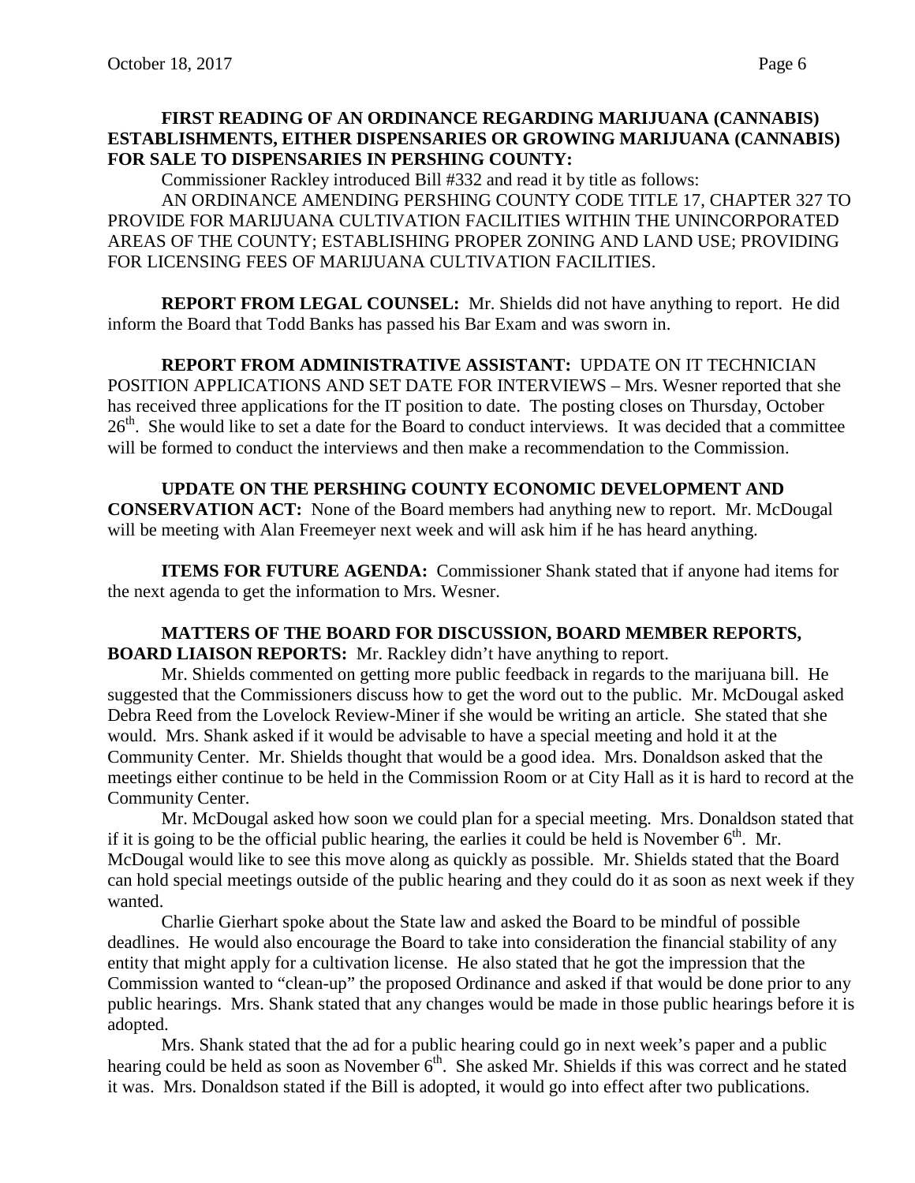**FIRST READING OF AN ORDINANCE REGARDING MARIJUANA (CANNABIS) ESTABLISHMENTS, EITHER DISPENSARIES OR GROWING MARIJUANA (CANNABIS) FOR SALE TO DISPENSARIES IN PERSHING COUNTY:**

Commissioner Rackley introduced Bill #332 and read it by title as follows:

AN ORDINANCE AMENDING PERSHING COUNTY CODE TITLE 17, CHAPTER 327 TO PROVIDE FOR MARIJUANA CULTIVATION FACILITIES WITHIN THE UNINCORPORATED AREAS OF THE COUNTY; ESTABLISHING PROPER ZONING AND LAND USE; PROVIDING FOR LICENSING FEES OF MARIJUANA CULTIVATION FACILITIES.

**REPORT FROM LEGAL COUNSEL:** Mr. Shields did not have anything to report. He did inform the Board that Todd Banks has passed his Bar Exam and was sworn in.

**REPORT FROM ADMINISTRATIVE ASSISTANT:** UPDATE ON IT TECHNICIAN POSITION APPLICATIONS AND SET DATE FOR INTERVIEWS – Mrs. Wesner reported that she has received three applications for the IT position to date. The posting closes on Thursday, October 26th. She would like to set a date for the Board to conduct interviews. It was decided that a committee will be formed to conduct the interviews and then make a recommendation to the Commission.

**UPDATE ON THE PERSHING COUNTY ECONOMIC DEVELOPMENT AND CONSERVATION ACT:** None of the Board members had anything new to report. Mr. McDougal will be meeting with Alan Freemeyer next week and will ask him if he has heard anything.

**ITEMS FOR FUTURE AGENDA:** Commissioner Shank stated that if anyone had items for the next agenda to get the information to Mrs. Wesner.

**MATTERS OF THE BOARD FOR DISCUSSION, BOARD MEMBER REPORTS, BOARD LIAISON REPORTS:** Mr. Rackley didn't have anything to report.

Mr. Shields commented on getting more public feedback in regards to the marijuana bill. He suggested that the Commissioners discuss how to get the word out to the public. Mr. McDougal asked Debra Reed from the Lovelock Review-Miner if she would be writing an article. She stated that she would. Mrs. Shank asked if it would be advisable to have a special meeting and hold it at the Community Center. Mr. Shields thought that would be a good idea. Mrs. Donaldson asked that the meetings either continue to be held in the Commission Room or at City Hall as it is hard to record at the Community Center.

Mr. McDougal asked how soon we could plan for a special meeting. Mrs. Donaldson stated that if it is going to be the official public hearing, the earlies it could be held is November 6th. Mr. McDougal would like to see this move along as quickly as possible. Mr. Shields stated that the Board can hold special meetings outside of the public hearing and they could do it as soon as next week if they wanted.

Charlie Gierhart spoke about the State law and asked the Board to be mindful of possible deadlines. He would also encourage the Board to take into consideration the financial stability of any entity that might apply for a cultivation license. He also stated that he got the impression that the Commission wanted to "clean-up" the proposed Ordinance and asked if that would be done prior to any public hearings. Mrs. Shank stated that any changes would be made in those public hearings before it is adopted.

Mrs. Shank stated that the ad for a public hearing could go in next week's paper and a public hearing could be held as soon as November 6th. She asked Mr. Shields if this was correct and he stated it was. Mrs. Donaldson stated if the Bill is adopted, it would go into effect after two publications.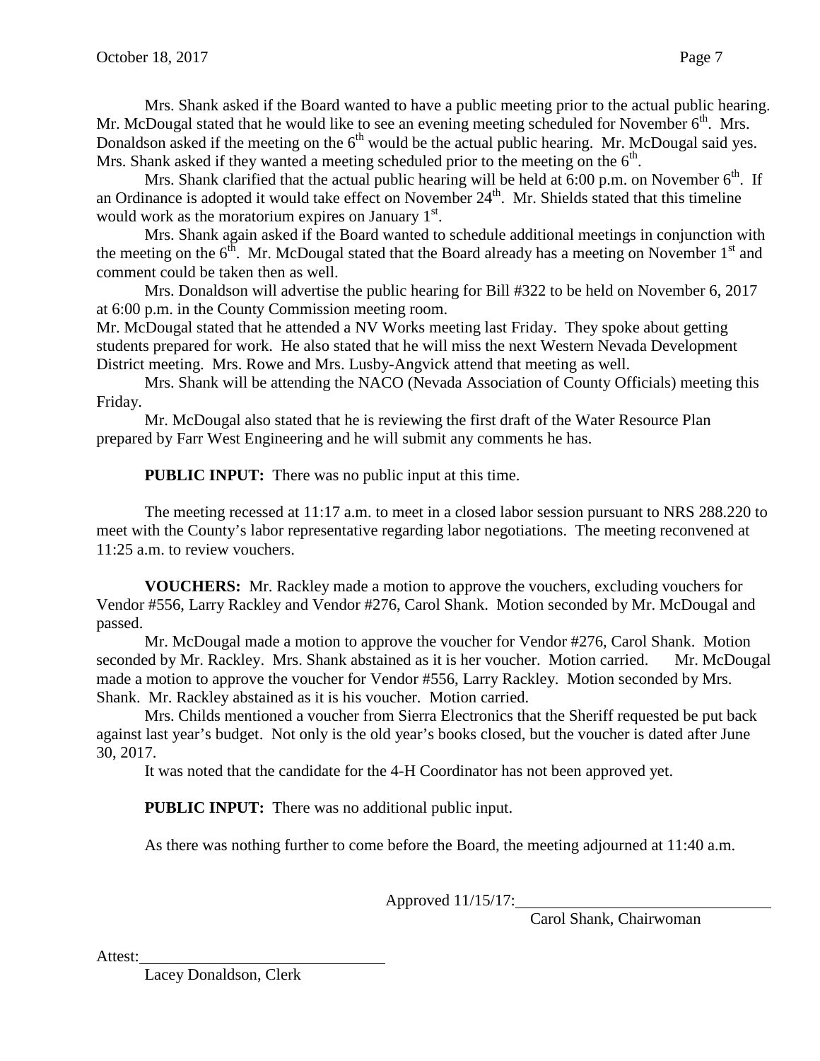Mrs. Shank asked if the Board wanted to have a public meeting prior to the actual public hearing. Mr. McDougal stated that he would like to see an evening meeting scheduled for November 6th. Mrs. Donaldson asked if the meeting on the 6th would be the actual public hearing. Mr. McDougal said yes. Mrs. Shank asked if they wanted a meeting scheduled prior to the meeting on the 6th.

Mrs. Shank clarified that the actual public hearing will be held at 6:00 p.m. on November 6th. If an Ordinance is adopted it would take effect on November 24th. Mr. Shields stated that this timeline would work as the moratorium expires on January 1st.

Mrs. Shank again asked if the Board wanted to schedule additional meetings in conjunction with the meeting on the 6th. Mr. McDougal stated that the Board already has a meeting on November 1st and comment could be taken then as well.

Mrs. Donaldson will advertise the public hearing for Bill #322 to be held on November 6, 2017 at 6:00 p.m. in the County Commission meeting room.

Mr. McDougal stated that he attended a NV Works meeting last Friday. They spoke about getting students prepared for work. He also stated that he will miss the next Western Nevada Development District meeting. Mrs. Rowe and Mrs. Lusby-Angvick attend that meeting as well.

Mrs. Shank will be attending the NACO (Nevada Association of County Officials) meeting this Friday.

Mr. McDougal also stated that he is reviewing the first draft of the Water Resource Plan prepared by Farr West Engineering and he will submit any comments he has.

**PUBLIC INPUT:** There was no public input at this time.

The meeting recessed at 11:17 a.m. to meet in a closed labor session pursuant to NRS 288.220 to meet with the County's labor representative regarding labor negotiations. The meeting reconvened at 11:25 a.m. to review vouchers.

**VOUCHERS:** Mr. Rackley made a motion to approve the vouchers, excluding vouchers for Vendor #556, Larry Rackley and Vendor #276, Carol Shank. Motion seconded by Mr. McDougal and passed.

Mr. McDougal made a motion to approve the voucher for Vendor #276, Carol Shank. Motion seconded by Mr. Rackley. Mrs. Shank abstained as it is her voucher. Motion carried. Mr. McDougal made a motion to approve the voucher for Vendor #556, Larry Rackley. Motion seconded by Mrs. Shank. Mr. Rackley abstained as it is his voucher. Motion carried.

Mrs. Childs mentioned a voucher from Sierra Electronics that the Sheriff requested be put back against last year's budget. Not only is the old year's books closed, but the voucher is dated after June 30, 2017.

It was noted that the candidate for the 4-H Coordinator has not been approved yet.

**PUBLIC INPUT:** There was no additional public input.

As there was nothing further to come before the Board, the meeting adjourned at 11:40 a.m.

Approved 11/15/17:\_\_\_\_\_\_\_\_\_\_\_\_\_\_\_\_\_\_\_\_\_\_\_\_\_\_\_\_\_\_\_\_\_\_

Carol Shank, Chairwoman

Attest:\_\_\_\_\_\_\_\_\_\_\_\_\_\_\_\_\_\_\_\_\_\_\_\_\_\_\_\_\_\_\_\_\_\_

Lacey Donaldson, Clerk